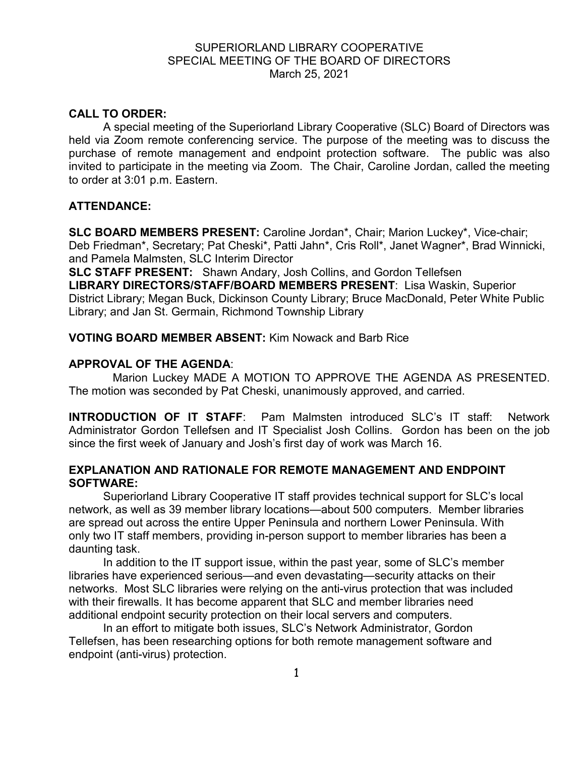SUPERIORLAND LIBRARY COOPERATIVE
SPECIAL MEETING OF THE BOARD OF DIRECTORS
March 25, 2021

**CALL TO ORDER:**

A special meeting of the Superiorland Library Cooperative (SLC) Board of Directors was held via Zoom remote conferencing service. The purpose of the meeting was to discuss the purchase of remote management and endpoint protection software. The public was also invited to participate in the meeting via Zoom. The Chair, Caroline Jordan, called the meeting to order at 3:01 p.m. Eastern.

**ATTENDANCE:**

**SLC BOARD MEMBERS PRESENT:** Caroline Jordan*, Chair; Marion Luckey*, Vice-chair; Deb Friedman*, Secretary; Pat Cheski*, Patti Jahn*, Cris Roll*, Janet Wagner*, Brad Winnicki, and Pamela Malmsten, SLC Interim Director

**SLC STAFF PRESENT:** Shawn Andary, Josh Collins, and Gordon Tellefsen

**LIBRARY DIRECTORS/STAFF/BOARD MEMBERS PRESENT**: Lisa Waskin, Superior District Library; Megan Buck, Dickinson County Library; Bruce MacDonald, Peter White Public Library; and Jan St. Germain, Richmond Township Library

**VOTING BOARD MEMBER ABSENT:** Kim Nowack and Barb Rice

**APPROVAL OF THE AGENDA**:

Marion Luckey MADE A MOTION TO APPROVE THE AGENDA AS PRESENTED. The motion was seconded by Pat Cheski, unanimously approved, and carried.

**INTRODUCTION OF IT STAFF**: Pam Malmsten introduced SLC's IT staff: Network Administrator Gordon Tellefsen and IT Specialist Josh Collins. Gordon has been on the job since the first week of January and Josh's first day of work was March 16.

**EXPLANATION AND RATIONALE FOR REMOTE MANAGEMENT AND ENDPOINT SOFTWARE:**

Superiorland Library Cooperative IT staff provides technical support for SLC's local network, as well as 39 member library locations—about 500 computers. Member libraries are spread out across the entire Upper Peninsula and northern Lower Peninsula. With only two IT staff members, providing in-person support to member libraries has been a daunting task.

In addition to the IT support issue, within the past year, some of SLC's member libraries have experienced serious—and even devastating—security attacks on their networks. Most SLC libraries were relying on the anti-virus protection that was included with their firewalls. It has become apparent that SLC and member libraries need additional endpoint security protection on their local servers and computers.

In an effort to mitigate both issues, SLC's Network Administrator, Gordon Tellefsen, has been researching options for both remote management software and endpoint (anti-virus) protection.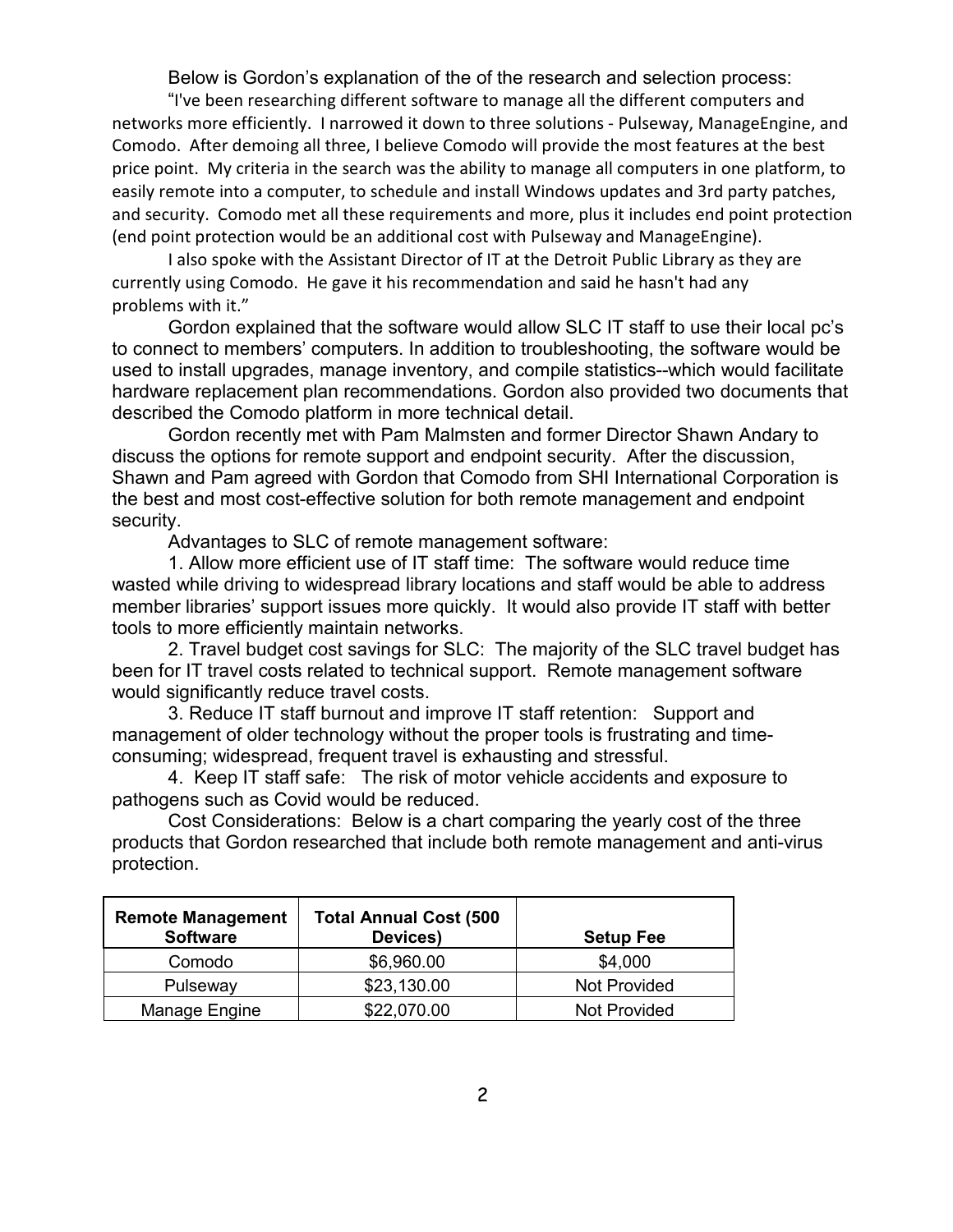Below is Gordon's explanation of the of the research and selection process:

"I've been researching different software to manage all the different computers and networks more efficiently. I narrowed it down to three solutions - Pulseway, ManageEngine, and Comodo. After demoing all three, I believe Comodo will provide the most features at the best price point. My criteria in the search was the ability to manage all computers in one platform, to easily remote into a computer, to schedule and install Windows updates and 3rd party patches, and security. Comodo met all these requirements and more, plus it includes end point protection (end point protection would be an additional cost with Pulseway and ManageEngine).

I also spoke with the Assistant Director of IT at the Detroit Public Library as they are currently using Comodo. He gave it his recommendation and said he hasn't had any problems with it."

Gordon explained that the software would allow SLC IT staff to use their local pc's to connect to members' computers. In addition to troubleshooting, the software would be used to install upgrades, manage inventory, and compile statistics--which would facilitate hardware replacement plan recommendations. Gordon also provided two documents that described the Comodo platform in more technical detail.

Gordon recently met with Pam Malmsten and former Director Shawn Andary to discuss the options for remote support and endpoint security. After the discussion, Shawn and Pam agreed with Gordon that Comodo from SHI International Corporation is the best and most cost-effective solution for both remote management and endpoint security.

Advantages to SLC of remote management software:

1. Allow more efficient use of IT staff time: The software would reduce time wasted while driving to widespread library locations and staff would be able to address member libraries' support issues more quickly. It would also provide IT staff with better tools to more efficiently maintain networks.

2. Travel budget cost savings for SLC: The majority of the SLC travel budget has been for IT travel costs related to technical support. Remote management software would significantly reduce travel costs.

3. Reduce IT staff burnout and improve IT staff retention: Support and management of older technology without the proper tools is frustrating and time-consuming; widespread, frequent travel is exhausting and stressful.

4. Keep IT staff safe: The risk of motor vehicle accidents and exposure to pathogens such as Covid would be reduced.

Cost Considerations: Below is a chart comparing the yearly cost of the three products that Gordon researched that include both remote management and anti-virus protection.

| Remote Management Software | Total Annual Cost (500 Devices) | Setup Fee |
|---|---|---|
| Comodo | $6,960.00 | $4,000 |
| Pulseway | $23,130.00 | Not Provided |
| Manage Engine | $22,070.00 | Not Provided |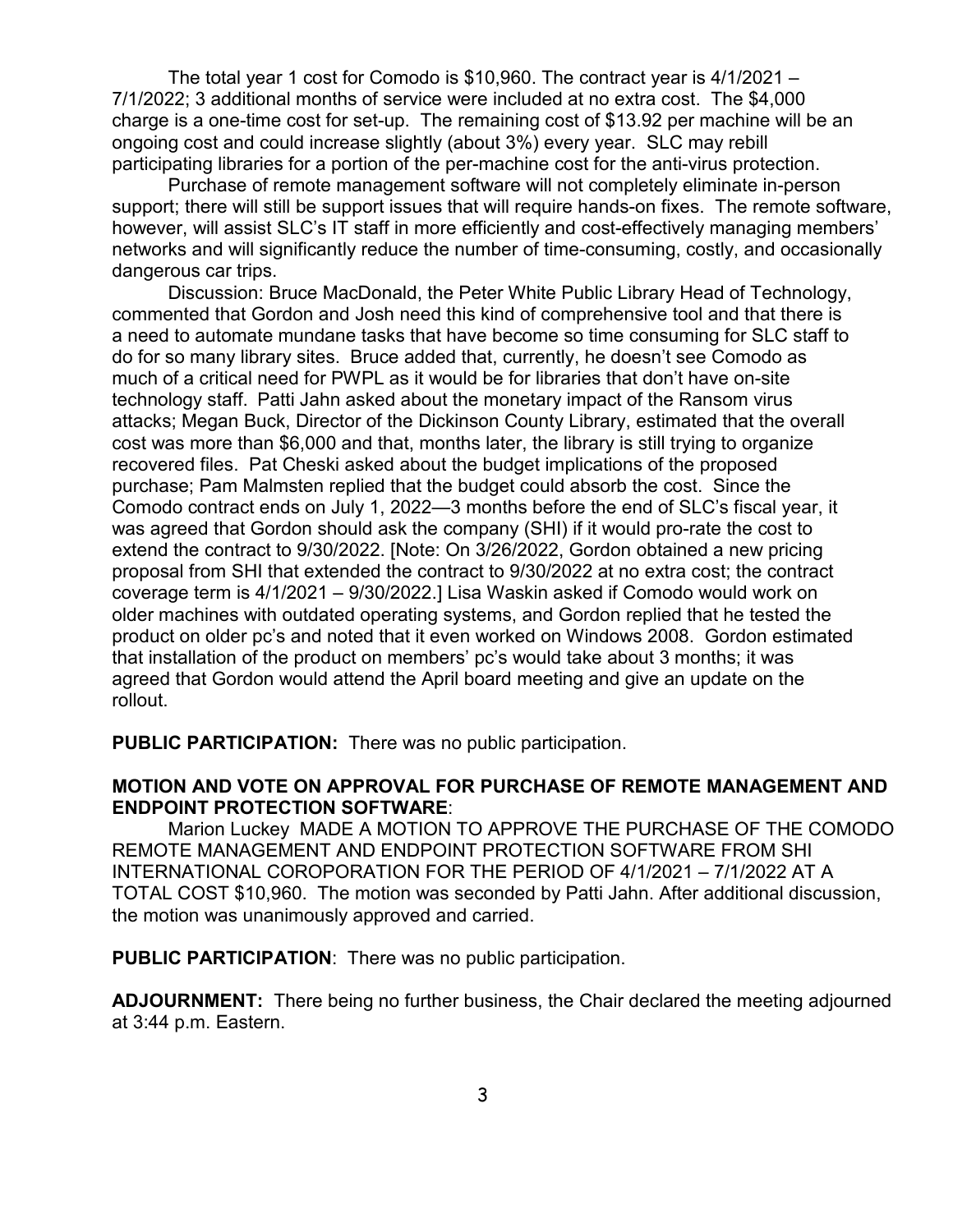The total year 1 cost for Comodo is $10,960. The contract year is 4/1/2021 – 7/1/2022; 3 additional months of service were included at no extra cost. The $4,000 charge is a one-time cost for set-up. The remaining cost of $13.92 per machine will be an ongoing cost and could increase slightly (about 3%) every year. SLC may rebill participating libraries for a portion of the per-machine cost for the anti-virus protection.

Purchase of remote management software will not completely eliminate in-person support; there will still be support issues that will require hands-on fixes. The remote software, however, will assist SLC's IT staff in more efficiently and cost-effectively managing members' networks and will significantly reduce the number of time-consuming, costly, and occasionally dangerous car trips.

Discussion: Bruce MacDonald, the Peter White Public Library Head of Technology, commented that Gordon and Josh need this kind of comprehensive tool and that there is a need to automate mundane tasks that have become so time consuming for SLC staff to do for so many library sites. Bruce added that, currently, he doesn't see Comodo as much of a critical need for PWPL as it would be for libraries that don't have on-site technology staff. Patti Jahn asked about the monetary impact of the Ransom virus attacks; Megan Buck, Director of the Dickinson County Library, estimated that the overall cost was more than $6,000 and that, months later, the library is still trying to organize recovered files. Pat Cheski asked about the budget implications of the proposed purchase; Pam Malmsten replied that the budget could absorb the cost. Since the Comodo contract ends on July 1, 2022—3 months before the end of SLC's fiscal year, it was agreed that Gordon should ask the company (SHI) if it would pro-rate the cost to extend the contract to 9/30/2022. [Note: On 3/26/2022, Gordon obtained a new pricing proposal from SHI that extended the contract to 9/30/2022 at no extra cost; the contract coverage term is 4/1/2021 – 9/30/2022.] Lisa Waskin asked if Comodo would work on older machines with outdated operating systems, and Gordon replied that he tested the product on older pc's and noted that it even worked on Windows 2008. Gordon estimated that installation of the product on members' pc's would take about 3 months; it was agreed that Gordon would attend the April board meeting and give an update on the rollout.

**PUBLIC PARTICIPATION:** There was no public participation.

**MOTION AND VOTE ON APPROVAL FOR PURCHASE OF REMOTE MANAGEMENT AND ENDPOINT PROTECTION SOFTWARE**:

Marion Luckey MADE A MOTION TO APPROVE THE PURCHASE OF THE COMODO REMOTE MANAGEMENT AND ENDPOINT PROTECTION SOFTWARE FROM SHI INTERNATIONAL COROPORATION FOR THE PERIOD OF 4/1/2021 – 7/1/2022 AT A TOTAL COST $10,960. The motion was seconded by Patti Jahn. After additional discussion, the motion was unanimously approved and carried.

**PUBLIC PARTICIPATION**: There was no public participation.

**ADJOURNMENT:** There being no further business, the Chair declared the meeting adjourned at 3:44 p.m. Eastern.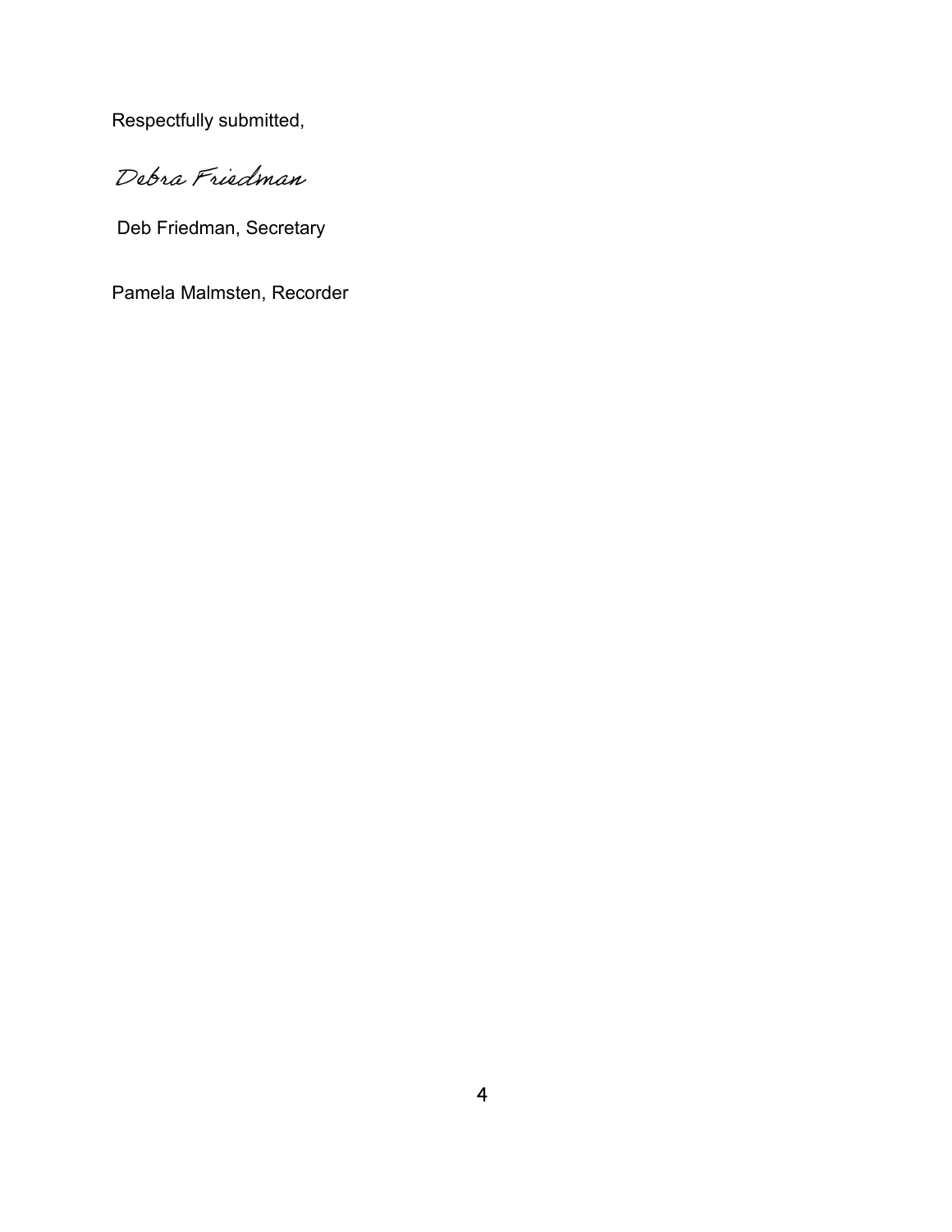Respectfully submitted,

*Debra Friedman*

Deb Friedman, Secretary

Pamela Malmsten, Recorder